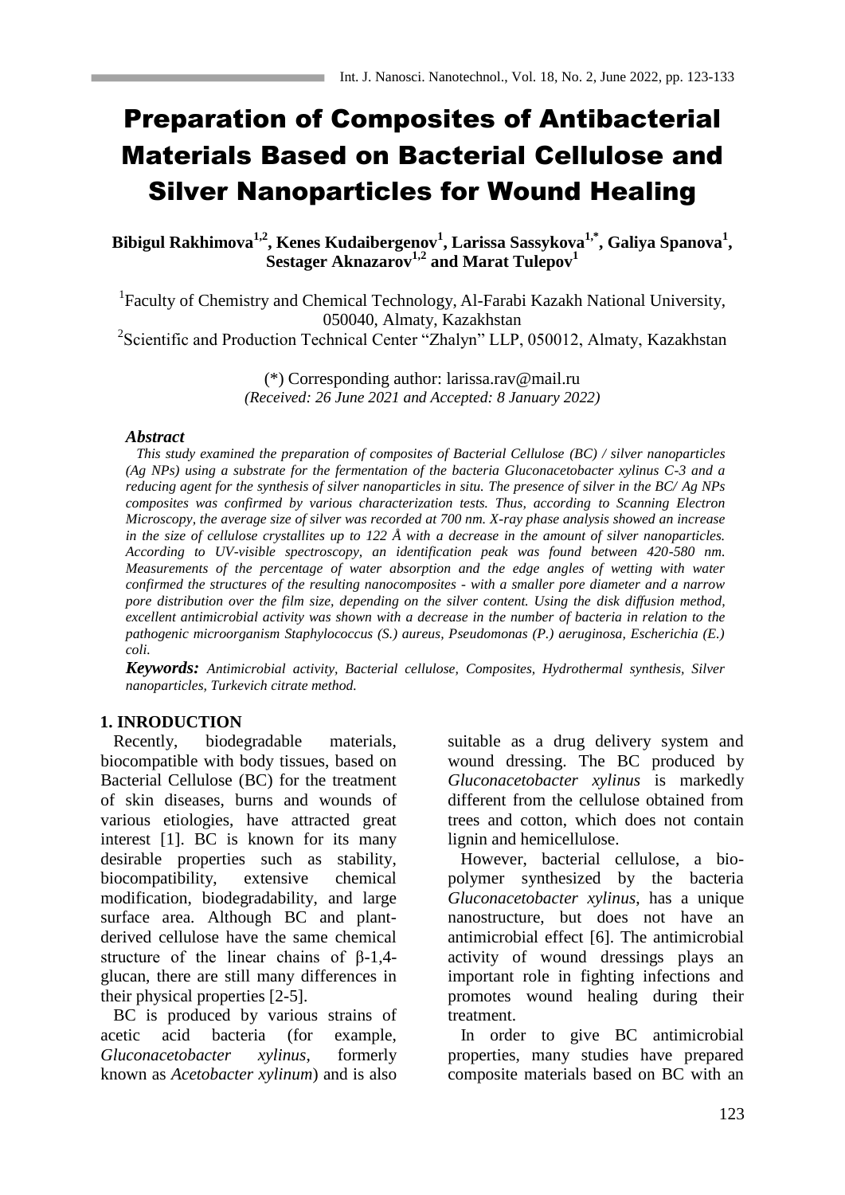# Preparation of Composites of Antibacterial Materials Based on Bacterial Cellulose and Silver Nanoparticles for Wound Healing

**Bibigul Rakhimova[1,2], Kenes Kudaibergenov[1], Larissa Sassykova[1,*], Galiya Spanova[1], Sestager Aknazarov[1,2] and Marat Tulepov[1]**

[1]Faculty of Chemistry and Chemical Technology, Al-Farabi Kazakh National University, 050040, Almaty, Kazakhstan

[2]Scientific and Production Technical Center "Zhalyn" LLP, 050012, Almaty, Kazakhstan

(*) Corresponding author: larissa.rav@mail.ru

*(Received: 26 June 2021 and Accepted: 8 January 2022)*

### *Abstract*

*This study examined the preparation of composites of Bacterial Cellulose (BC) / silver nanoparticles (Ag NPs) using a substrate for the fermentation of the bacteria Gluconacetobacter xylinus C-3 and a reducing agent for the synthesis of silver nanoparticles in situ. The presence of silver in the BC/ Ag NPs composites was confirmed by various characterization tests. Thus, according to Scanning Electron Microscopy, the average size of silver was recorded at 700 nm. X-ray phase analysis showed an increase in the size of cellulose crystallites up to 122 Å with a decrease in the amount of silver nanoparticles. According to UV-visible spectroscopy, an identification peak was found between 420-580 nm. Measurements of the percentage of water absorption and the edge angles of wetting with water confirmed the structures of the resulting nanocomposites - with a smaller pore diameter and a narrow pore distribution over the film size, depending on the silver content. Using the disk diffusion method, excellent antimicrobial activity was shown with a decrease in the number of bacteria in relation to the pathogenic microorganism Staphylococcus (S.) aureus, Pseudomonas (P.) aeruginosa, Escherichia (E.) coli.*

***Keywords:*** *Antimicrobial activity, Bacterial cellulose, Composites, Hydrothermal synthesis, Silver nanoparticles, Turkevich citrate method.*

## 1. INRODUCTION

Recently, biodegradable materials, biocompatible with body tissues, based on Bacterial Cellulose (BC) for the treatment of skin diseases, burns and wounds of various etiologies, have attracted great interest [1]. BC is known for its many desirable properties such as stability, biocompatibility, extensive chemical modification, biodegradability, and large surface area. Although BC and plant-derived cellulose have the same chemical structure of the linear chains of β-1,4-glucan, there are still many differences in their physical properties [2-5].

BC is produced by various strains of acetic acid bacteria (for example, *Gluconacetobacter xylinus*, formerly known as *Acetobacter xylinum*) and is also suitable as a drug delivery system and wound dressing. The BC produced by *Gluconacetobacter xylinus* is markedly different from the cellulose obtained from trees and cotton, which does not contain lignin and hemicellulose.

However, bacterial cellulose, a biopolymer synthesized by the bacteria *Gluconacetobacter xylinus*, has a unique nanostructure, but does not have an antimicrobial effect [6]. The antimicrobial activity of wound dressings plays an important role in fighting infections and promotes wound healing during their treatment.

In order to give BC antimicrobial properties, many studies have prepared composite materials based on BC with an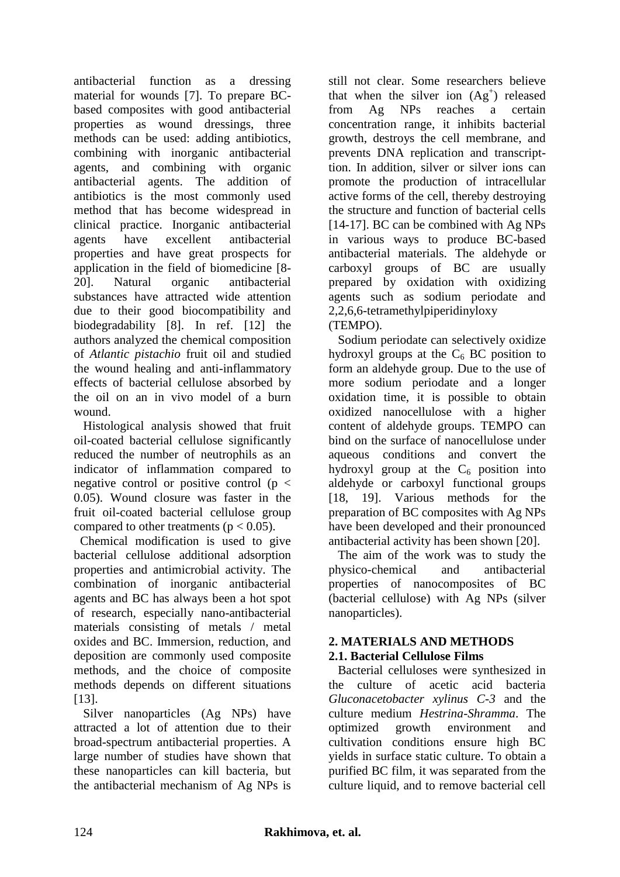antibacterial function as a dressing material for wounds [7]. To prepare BC-based composites with good antibacterial properties as wound dressings, three methods can be used: adding antibiotics, combining with inorganic antibacterial agents, and combining with organic antibacterial agents. The addition of antibiotics is the most commonly used method that has become widespread in clinical practice. Inorganic antibacterial agents have excellent antibacterial properties and have great prospects for application in the field of biomedicine [8-20]. Natural organic antibacterial substances have attracted wide attention due to their good biocompatibility and biodegradability [8]. In ref. [12] the authors analyzed the chemical composition of *Atlantic pistachio* fruit oil and studied the wound healing and anti-inflammatory effects of bacterial cellulose absorbed by the oil on an in vivo model of a burn wound.

Histological analysis showed that fruit oil-coated bacterial cellulose significantly reduced the number of neutrophils as an indicator of inflammation compared to negative control or positive control ($p < 0.05$). Wound closure was faster in the fruit oil-coated bacterial cellulose group compared to other treatments ($p < 0.05$).

Chemical modification is used to give bacterial cellulose additional adsorption properties and antimicrobial activity. The combination of inorganic antibacterial agents and BC has always been a hot spot of research, especially nano-antibacterial materials consisting of metals / metal oxides and BC. Immersion, reduction, and deposition are commonly used composite methods, and the choice of composite methods depends on different situations [13].

Silver nanoparticles (Ag NPs) have attracted a lot of attention due to their broad-spectrum antibacterial properties. A large number of studies have shown that these nanoparticles can kill bacteria, but the antibacterial mechanism of Ag NPs is still not clear. Some researchers believe that when the silver ion ($Ag^+$) released from Ag NPs reaches a certain concentration range, it inhibits bacterial growth, destroys the cell membrane, and prevents DNA replication and transcripttion. In addition, silver or silver ions can promote the production of intracellular active forms of the cell, thereby destroying the structure and function of bacterial cells [14-17]. BC can be combined with Ag NPs in various ways to produce BC-based antibacterial materials. The aldehyde or carboxyl groups of BC are usually prepared by oxidation with oxidizing agents such as sodium periodate and 2,2,6,6-tetramethylpiperidinyloxy (TEMPO).

Sodium periodate can selectively oxidize hydroxyl groups at the $C_6$ BC position to form an aldehyde group. Due to the use of more sodium periodate and a longer oxidation time, it is possible to obtain oxidized nanocellulose with a higher content of aldehyde groups. TEMPO can bind on the surface of nanocellulose under aqueous conditions and convert the hydroxyl group at the $C_6$ position into aldehyde or carboxyl functional groups [18, 19]. Various methods for the preparation of BC composites with Ag NPs have been developed and their pronounced antibacterial activity has been shown [20].

The aim of the work was to study the physico-chemical and antibacterial properties of nanocomposites of BC (bacterial cellulose) with Ag NPs (silver nanoparticles).

## 2. MATERIALS AND METHODS

### 2.1. Bacterial Cellulose Films

Bacterial celluloses were synthesized in the culture of acetic acid bacteria *Gluconacetobacter xylinus C-3* and the culture medium *Hestrina-Shramma*. The optimized growth environment and cultivation conditions ensure high BC yields in surface static culture. To obtain a purified BC film, it was separated from the culture liquid, and to remove bacterial cell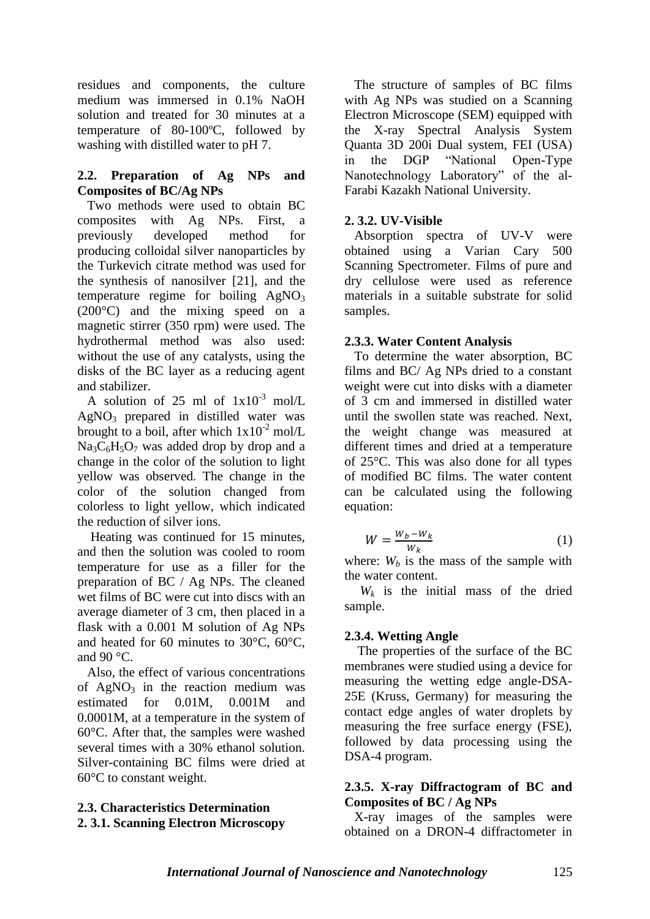residues and components, the culture medium was immersed in 0.1% NaOH solution and treated for 30 minutes at a temperature of 80-100ºC, followed by washing with distilled water to pH 7.

### 2.2. Preparation of Ag NPs and Composites of BC/Ag NPs

Two methods were used to obtain BC composites with Ag NPs. First, a previously developed method for producing colloidal silver nanoparticles by the Turkevich citrate method was used for the synthesis of nanosilver [21], and the temperature regime for boiling $AgNO_3$ (200°C) and the mixing speed on a magnetic stirrer (350 rpm) were used. The hydrothermal method was also used: without the use of any catalysts, using the disks of the BC layer as a reducing agent and stabilizer.

A solution of 25 ml of $1x10^{-3}$ mol/L $AgNO_3$ prepared in distilled water was brought to a boil, after which $1x10^{-2}$ mol/L $Na_3C_6H_5O_7$ was added drop by drop and a change in the color of the solution to light yellow was observed. The change in the color of the solution changed from colorless to light yellow, which indicated the reduction of silver ions.

Heating was continued for 15 minutes, and then the solution was cooled to room temperature for use as a filler for the preparation of BC / Ag NPs. The cleaned wet films of BC were cut into discs with an average diameter of 3 cm, then placed in a flask with a 0.001 M solution of Ag NPs and heated for 60 minutes to 30°C, 60°C, and 90 °C.

Also, the effect of various concentrations of $AgNO_3$ in the reaction medium was estimated for 0.01M, 0.001M and 0.0001M, at a temperature in the system of 60°C. After that, the samples were washed several times with a 30% ethanol solution. Silver-containing BC films were dried at 60°C to constant weight.

### 2.3. Characteristics Determination

#### 2. 3.1. Scanning Electron Microscopy

The structure of samples of BC films with Ag NPs was studied on a Scanning Electron Microscope (SEM) equipped with the X-ray Spectral Analysis System Quanta 3D 200i Dual system, FEI (USA) in the DGP "National Open-Type Nanotechnology Laboratory" of the al-Farabi Kazakh National University.

#### 2. 3.2. UV-Visible

Absorption spectra of UV-V were obtained using a Varian Cary 500 Scanning Spectrometer. Films of pure and dry cellulose were used as reference materials in a suitable substrate for solid samples.

#### 2.3.3. Water Content Analysis

To determine the water absorption, BC films and BC/ Ag NPs dried to a constant weight were cut into disks with a diameter of 3 cm and immersed in distilled water until the swollen state was reached. Next, the weight change was measured at different times and dried at a temperature of 25°C. This was also done for all types of modified BC films. The water content can be calculated using the following equation:

$$W = \frac{W_b - W_k}{W_k} \quad (1)$$

where: $W_b$ is the mass of the sample with the water content.

$W_k$ is the initial mass of the dried sample.

#### 2.3.4. Wetting Angle

The properties of the surface of the BC membranes were studied using a device for measuring the wetting edge angle-DSA-25E (Kruss, Germany) for measuring the contact edge angles of water droplets by measuring the free surface energy (FSE), followed by data processing using the DSA-4 program.

#### 2.3.5. X-ray Diffractogram of BC and Composites of BC / Ag NPs

X-ray images of the samples were obtained on a DRON-4 diffractometer in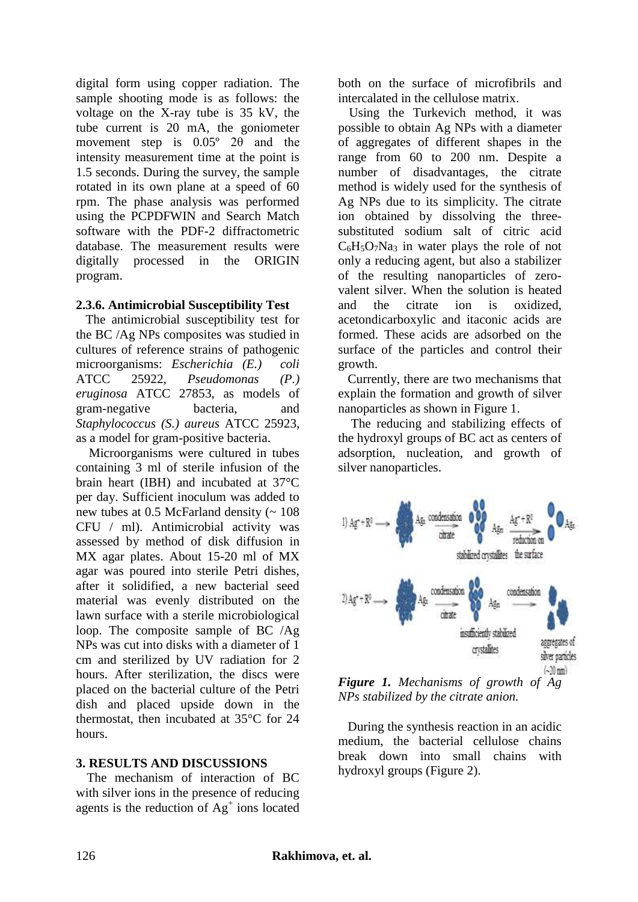digital form using copper radiation. The sample shooting mode is as follows: the voltage on the X-ray tube is 35 kV, the tube current is 20 mA, the goniometer movement step is 0.05º 2θ and the intensity measurement time at the point is 1.5 seconds. During the survey, the sample rotated in its own plane at a speed of 60 rpm. The phase analysis was performed using the PCPDFWIN and Search Match software with the PDF-2 diffractometric database. The measurement results were digitally processed in the ORIGIN program.

#### 2.3.6. Antimicrobial Susceptibility Test

The antimicrobial susceptibility test for the BC /Ag NPs composites was studied in cultures of reference strains of pathogenic microorganisms: *Escherichia (E.) coli* ATCC 25922, *Pseudomonas (P.) eruginosa* ATCC 27853, as models of gram-negative bacteria, and *Staphylococcus (S.) aureus* ATCC 25923, as a model for gram-positive bacteria.

Microorganisms were cultured in tubes containing 3 ml of sterile infusion of the brain heart (IBH) and incubated at 37°C per day. Sufficient inoculum was added to new tubes at 0.5 McFarland density (~ 108 CFU / ml). Antimicrobial activity was assessed by method of disk diffusion in MX agar plates. About 15-20 ml of MX agar was poured into sterile Petri dishes, after it solidified, a new bacterial seed material was evenly distributed on the lawn surface with a sterile microbiological loop. The composite sample of BC /Ag NPs was cut into disks with a diameter of 1 cm and sterilized by UV radiation for 2 hours. After sterilization, the discs were placed on the bacterial culture of the Petri dish and placed upside down in the thermostat, then incubated at 35°C for 24 hours.

## 3. RESULTS AND DISCUSSIONS

The mechanism of interaction of BC with silver ions in the presence of reducing agents is the reduction of $Ag^+$ ions located both on the surface of microfibrils and intercalated in the cellulose matrix.

Using the Turkevich method, it was possible to obtain Ag NPs with a diameter of aggregates of different shapes in the range from 60 to 200 nm. Despite a number of disadvantages, the citrate method is widely used for the synthesis of Ag NPs due to its simplicity. The citrate ion obtained by dissolving the three-substituted sodium salt of citric acid $C_6H_5O_7Na_3$ in water plays the role of not only a reducing agent, but also a stabilizer of the resulting nanoparticles of zero-valent silver. When the solution is heated and the citrate ion is oxidized, acetondicarboxylic and itaconic acids are formed. These acids are adsorbed on the surface of the particles and control their growth.

Currently, there are two mechanisms that explain the formation and growth of silver nanoparticles as shown in Figure 1.

The reducing and stabilizing effects of the hydroxyl groups of BC act as centers of adsorption, nucleation, and growth of silver nanoparticles.

1) $Ag^+ + R^0 \longrightarrow Ag_k \xrightarrow[\text{citrate}]{\text{condensation}} Ag_m \xrightarrow[\text{reduction on the surface}]{Ag^+ + R^0} Ag_n$ (stabilized crystallites)

2) $Ag^+ + R^0 \longrightarrow Ag_k \xrightarrow[\text{citrate}]{\text{condensation}} Ag_m \xrightarrow{\text{condensation}}$ aggregates of silver particles (~20 nm) (insufficiently stabilized crystallites)

***Figure 1.*** *Mechanisms of growth of Ag NPs stabilized by the citrate anion.*

During the synthesis reaction in an acidic medium, the bacterial cellulose chains break down into small chains with hydroxyl groups (Figure 2).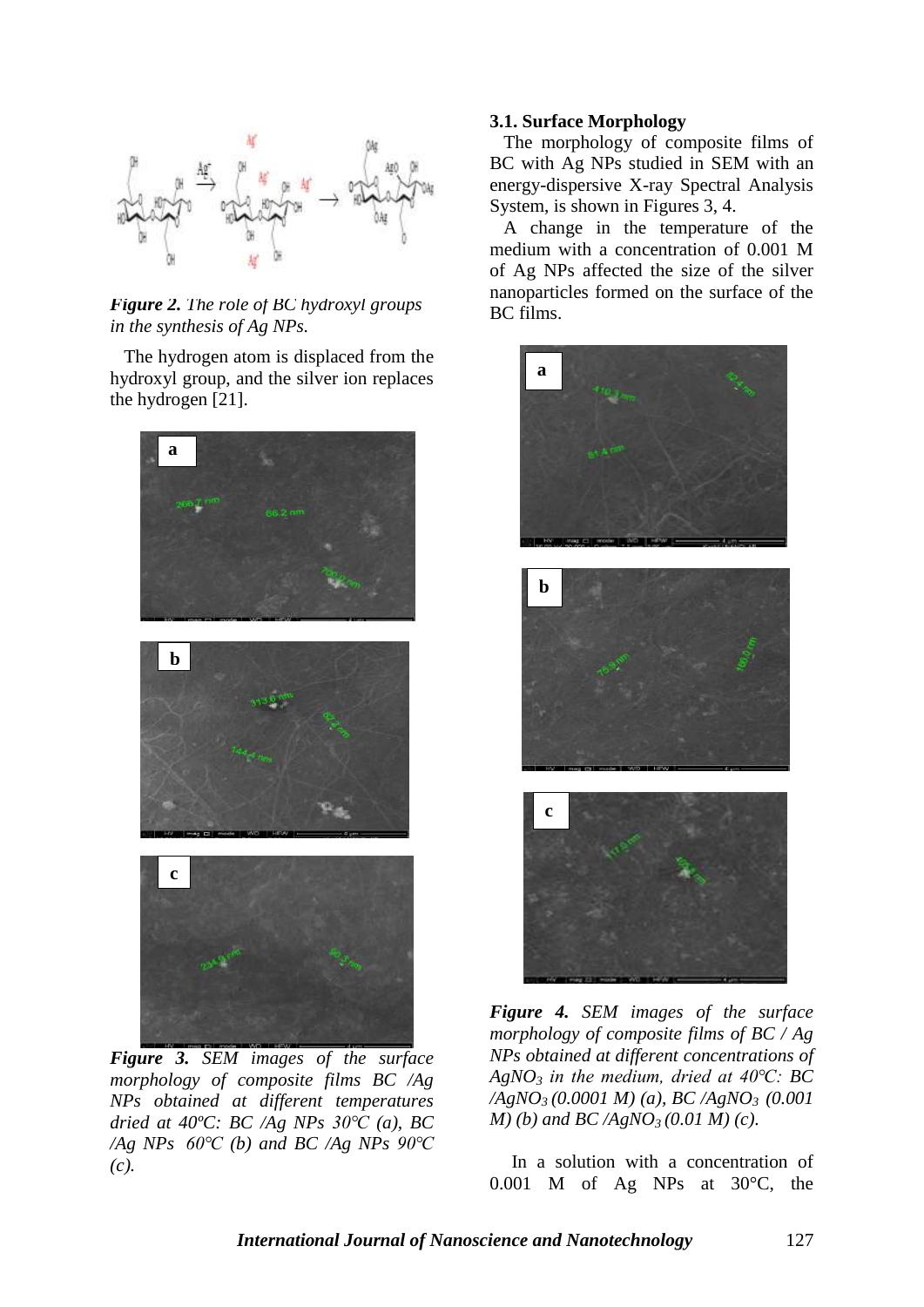*Figure 2. The role of BC hydroxyl groups in the synthesis of Ag NPs.*

The hydrogen atom is displaced from the hydroxyl group, and the silver ion replaces the hydrogen [21].

*Figure 3. SEM images of the surface morphology of composite films BC /Ag NPs obtained at different temperatures dried at 40ºC: BC /Ag NPs 30℃ (a), BC /Ag NPs 60℃ (b) and BC /Ag NPs 90℃ (c).*

### 3.1. Surface Morphology

The morphology of composite films of BC with Ag NPs studied in SEM with an energy-dispersive X-ray Spectral Analysis System, is shown in Figures 3, 4.

A change in the temperature of the medium with a concentration of 0.001 M of Ag NPs affected the size of the silver nanoparticles formed on the surface of the BC films.

*Figure 4. SEM images of the surface morphology of composite films of BC / Ag NPs obtained at different concentrations of $AgNO_3$ in the medium, dried at 40℃: BC /$AgNO_3$ (0.0001 M) (a), BC /$AgNO_3$ (0.001 M) (b) and BC /$AgNO_3$ (0.01 M) (c).*

In a solution with a concentration of 0.001 M of Ag NPs at 30°C, the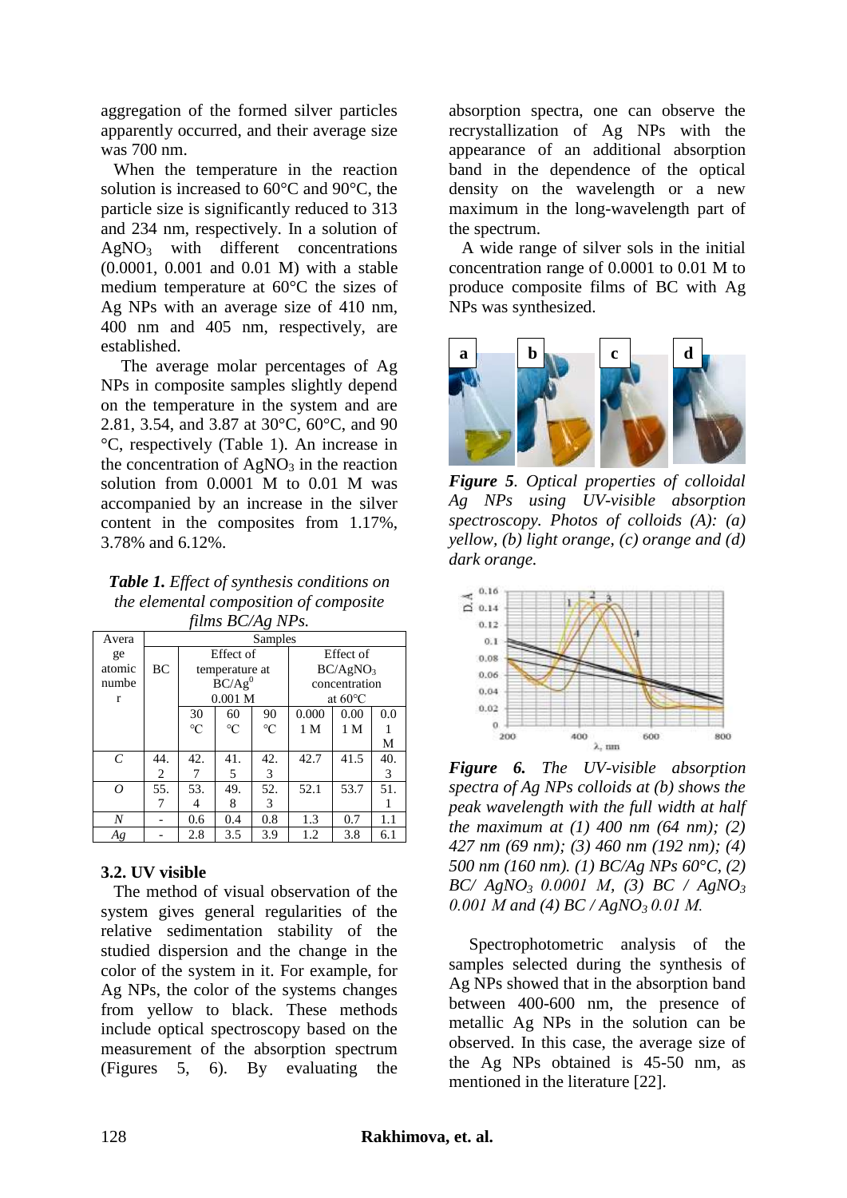aggregation of the formed silver particles apparently occurred, and their average size was 700 nm.

When the temperature in the reaction solution is increased to 60°C and 90°C, the particle size is significantly reduced to 313 and 234 nm, respectively. In a solution of $AgNO_3$ with different concentrations (0.0001, 0.001 and 0.01 M) with a stable medium temperature at 60°C the sizes of Ag NPs with an average size of 410 nm, 400 nm and 405 nm, respectively, are established.

The average molar percentages of Ag NPs in composite samples slightly depend on the temperature in the system and are 2.81, 3.54, and 3.87 at 30°C, 60°C, and 90 °C, respectively (Table 1). An increase in the concentration of $AgNO_3$ in the reaction solution from 0.0001 M to 0.01 M was accompanied by an increase in the silver content in the composites from 1.17%, 3.78% and 6.12%.

***Table 1.*** *Effect of synthesis conditions on the elemental composition of composite films BC/Ag NPs.*

| Average atomic number | Samples | | | | | | |
|---|---|---|---|---|---|---|---|
| | BC | Effect of temperature at $BC/Ag^0$ 0.001 M | | | Effect of $BC/AgNO_3$ concentration at 60°C | | |
| | | 30 °C | 60 °C | 90 °C | 0.0001 M | 0.001 M | 0.01 M |
| *C* | 44.2 | 42.7 | 41.5 | 42.3 | 42.7 | 41.5 | 40.3 |
| *O* | 55.7 | 53.4 | 49.8 | 52.3 | 52.1 | 53.7 | 51.1 |
| *N* | - | 0.6 | 0.4 | 0.8 | 1.3 | 0.7 | 1.1 |
| *Ag* | - | 2.8 | 3.5 | 3.9 | 1.2 | 3.8 | 6.1 |

### 3.2. UV visible

The method of visual observation of the system gives general regularities of the relative sedimentation stability of the studied dispersion and the change in the color of the system in it. For example, for Ag NPs, the color of the systems changes from yellow to black. These methods include optical spectroscopy based on the measurement of the absorption spectrum (Figures 5, 6). By evaluating the absorption spectra, one can observe the recrystallization of Ag NPs with the appearance of an additional absorption band in the dependence of the optical density on the wavelength or a new maximum in the long-wavelength part of the spectrum.

A wide range of silver sols in the initial concentration range of 0.0001 to 0.01 M to produce composite films of BC with Ag NPs was synthesized.

***Figure 5****. Optical properties of colloidal Ag NPs using UV-visible absorption spectroscopy. Photos of colloids (A): (a) yellow, (b) light orange, (c) orange and (d) dark orange.*

***Figure 6.*** *The UV-visible absorption spectra of Ag NPs colloids at (b) shows the peak wavelength with the full width at half the maximum at (1) 400 nm (64 nm); (2) 427 nm (69 nm); (3) 460 nm (192 nm); (4) 500 nm (160 nm). (1) BC/Ag NPs 60°C, (2) BC/ $AgNO_3$ 0.0001 M, (3) BC / $AgNO_3$ 0.001 M and (4) BC / $AgNO_3$ 0.01 M.*

Spectrophotometric analysis of the samples selected during the synthesis of Ag NPs showed that in the absorption band between 400-600 nm, the presence of metallic Ag NPs in the solution can be observed. In this case, the average size of the Ag NPs obtained is 45-50 nm, as mentioned in the literature [22].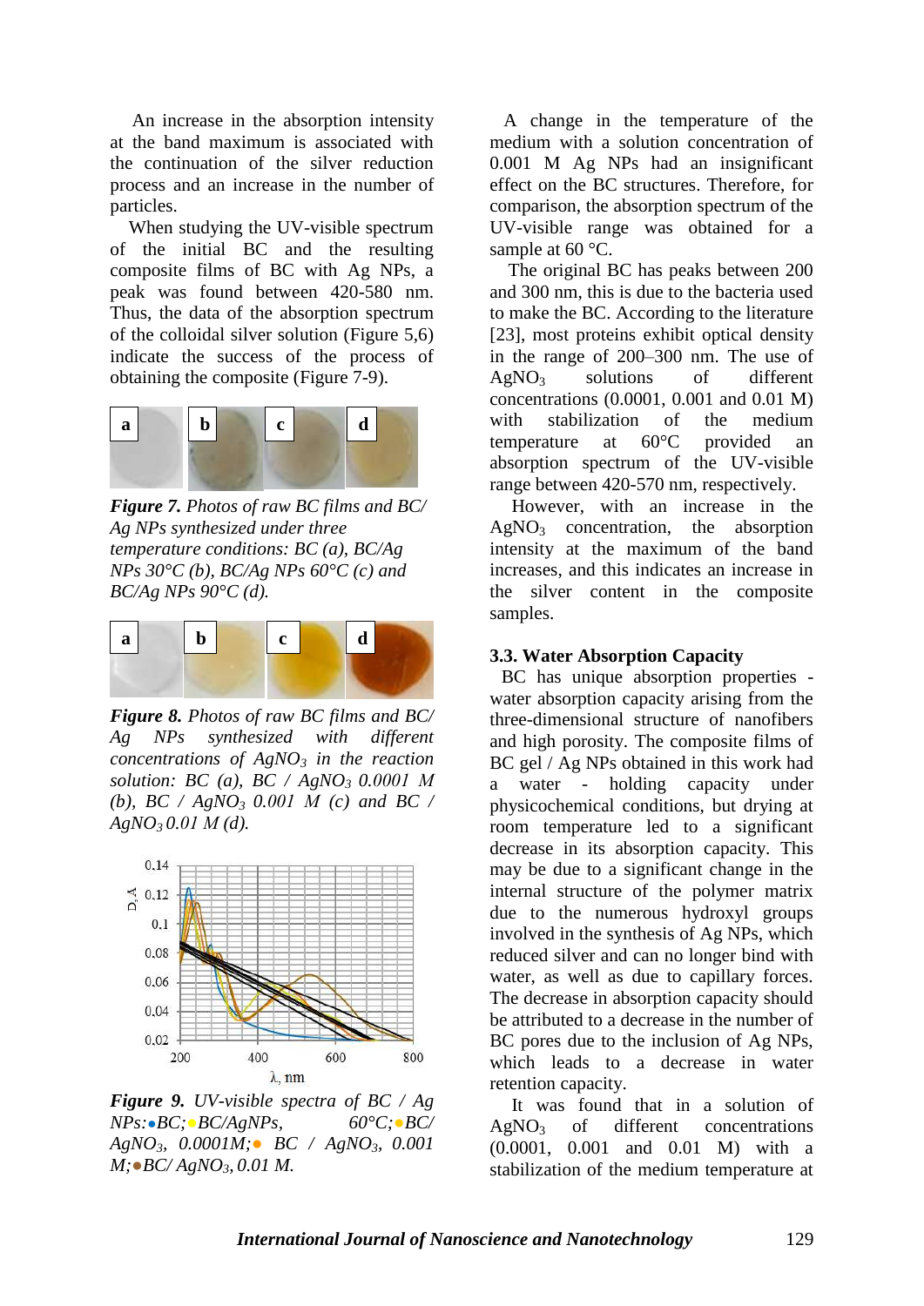An increase in the absorption intensity at the band maximum is associated with the continuation of the silver reduction process and an increase in the number of particles.

When studying the UV-visible spectrum of the initial BC and the resulting composite films of BC with Ag NPs, a peak was found between 420-580 nm. Thus, the data of the absorption spectrum of the colloidal silver solution (Figure 5,6) indicate the success of the process of obtaining the composite (Figure 7-9).

***Figure 7.*** *Photos of raw BC films and BC/ Ag NPs synthesized under three temperature conditions: BC (a), BC/Ag NPs 30°C (b), BC/Ag NPs 60°C (c) and BC/Ag NPs 90°C (d).*

***Figure 8.*** *Photos of raw BC films and BC/ Ag NPs synthesized with different concentrations of $AgNO_3$ in the reaction solution: BC (a), BC / $AgNO_3$ 0.0001 M (b), BC / $AgNO_3$ 0.001 M (c) and BC / $AgNO_3$ 0.01 M (d).*

***Figure 9.*** *UV-visible spectra of BC / Ag NPs:●BC;●BC/AgNPs, 60°C;●BC/ $AgNO_3$, 0.0001M;● BC / $AgNO_3$, 0.001 M;●BC/ $AgNO_3$, 0.01 M.*

A change in the temperature of the medium with a solution concentration of 0.001 M Ag NPs had an insignificant effect on the BC structures. Therefore, for comparison, the absorption spectrum of the UV-visible range was obtained for a sample at 60 °C.

The original BC has peaks between 200 and 300 nm, this is due to the bacteria used to make the BC. According to the literature [23], most proteins exhibit optical density in the range of 200–300 nm. The use of $AgNO_3$ solutions of different concentrations (0.0001, 0.001 and 0.01 M) with stabilization of the medium temperature at 60°C provided an absorption spectrum of the UV-visible range between 420-570 nm, respectively.

However, with an increase in the $AgNO_3$ concentration, the absorption intensity at the maximum of the band increases, and this indicates an increase in the silver content in the composite samples.

### 3.3. Water Absorption Capacity

BC has unique absorption properties - water absorption capacity arising from the three-dimensional structure of nanofibers and high porosity. The composite films of BC gel / Ag NPs obtained in this work had a water - holding capacity under physicochemical conditions, but drying at room temperature led to a significant decrease in its absorption capacity. This may be due to a significant change in the internal structure of the polymer matrix due to the numerous hydroxyl groups involved in the synthesis of Ag NPs, which reduced silver and can no longer bind with water, as well as due to capillary forces. The decrease in absorption capacity should be attributed to a decrease in the number of BC pores due to the inclusion of Ag NPs, which leads to a decrease in water retention capacity.

It was found that in a solution of $AgNO_3$ of different concentrations (0.0001, 0.001 and 0.01 M) with a stabilization of the medium temperature at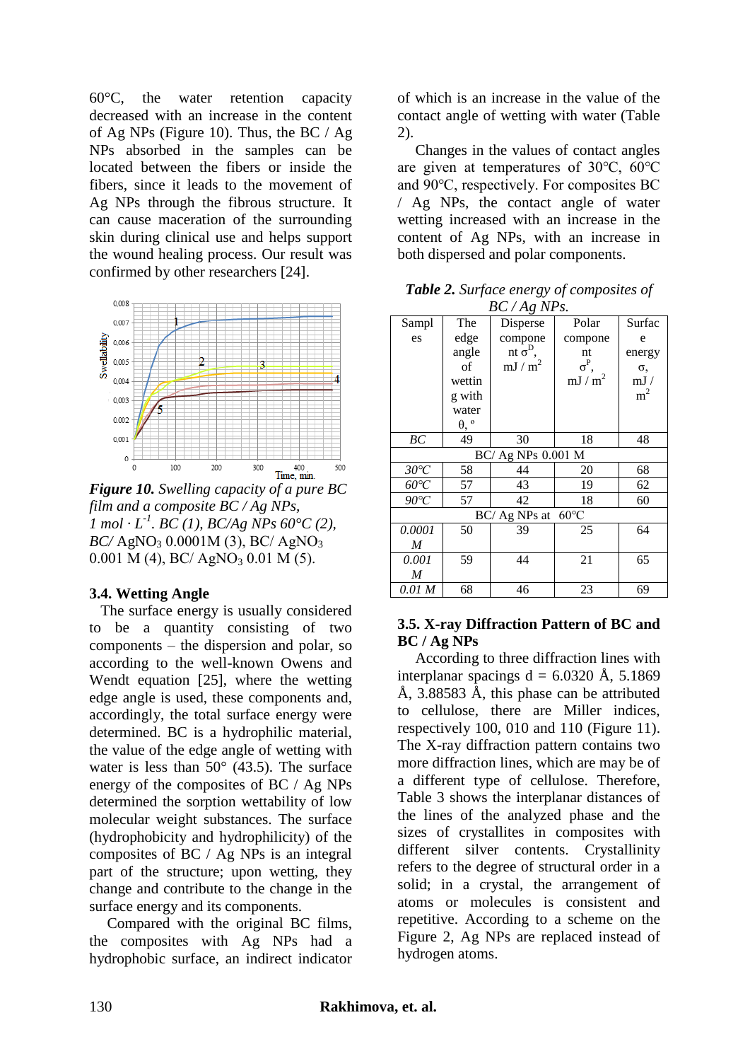60°C, the water retention capacity decreased with an increase in the content of Ag NPs (Figure 10). Thus, the BC / Ag NPs absorbed in the samples can be located between the fibers or inside the fibers, since it leads to the movement of Ag NPs through the fibrous structure. It can cause maceration of the surrounding skin during clinical use and helps support the wound healing process. Our result was confirmed by other researchers [24].

***Figure 10.*** *Swelling capacity of a pure BC film and a composite BC / Ag NPs, 1 mol · $L^{-1}$. BC (1), BC/Ag NPs 60°C (2), BC/* $AgNO_3$ 0.0001M (3), BC/ $AgNO_3$ 0.001 M (4), BC/ $AgNO_3$ 0.01 M (5).

### 3.4. Wetting Angle

The surface energy is usually considered to be a quantity consisting of two components – the dispersion and polar, so according to the well-known Owens and Wendt equation [25], where the wetting edge angle is used, these components and, accordingly, the total surface energy were determined. BC is a hydrophilic material, the value of the edge angle of wetting with water is less than 50° (43.5). The surface energy of the composites of BC / Ag NPs determined the sorption wettability of low molecular weight substances. The surface (hydrophobicity and hydrophilicity) of the composites of BC / Ag NPs is an integral part of the structure; upon wetting, they change and contribute to the change in the surface energy and its components.

Compared with the original BC films, the composites with Ag NPs had a hydrophobic surface, an indirect indicator of which is an increase in the value of the contact angle of wetting with water (Table 2).

Changes in the values of contact angles are given at temperatures of 30°C, 60°C and 90°C, respectively. For composites BC / Ag NPs, the contact angle of water wetting increased with an increase in the content of Ag NPs, with an increase in both dispersed and polar components.

***Table 2.*** *Surface energy of composites of BC / Ag NPs.*

| Samples | The edge angle of wetting with water θ, ° | Disperse component $\sigma^D$, mJ / $m^2$ | Polar component $\sigma^P$, mJ / $m^2$ | Surface energy σ, mJ / $m^2$ |
|---|---|---|---|---|
| *BC* | 49 | 30 | 18 | 48 |
| BC/ Ag NPs 0.001 M | | | | |
| *30°C* | 58 | 44 | 20 | 68 |
| *60°C* | 57 | 43 | 19 | 62 |
| *90°C* | 57 | 42 | 18 | 60 |
| BC/ Ag NPs at 60°C | | | | |
| *0.0001 M* | 50 | 39 | 25 | 64 |
| *0.001 M* | 59 | 44 | 21 | 65 |
| *0.01 M* | 68 | 46 | 23 | 69 |

### 3.5. X-ray Diffraction Pattern of BC and BC / Ag NPs

According to three diffraction lines with interplanar spacings d = 6.0320 Å, 5.1869 Å, 3.88583 Å, this phase can be attributed to cellulose, there are Miller indices, respectively 100, 010 and 110 (Figure 11). The X-ray diffraction pattern contains two more diffraction lines, which are may be of a different type of cellulose. Therefore, Table 3 shows the interplanar distances of the lines of the analyzed phase and the sizes of crystallites in composites with different silver contents. Crystallinity refers to the degree of structural order in a solid; in a crystal, the arrangement of atoms or molecules is consistent and repetitive. According to a scheme on the Figure 2, Ag NPs are replaced instead of hydrogen atoms.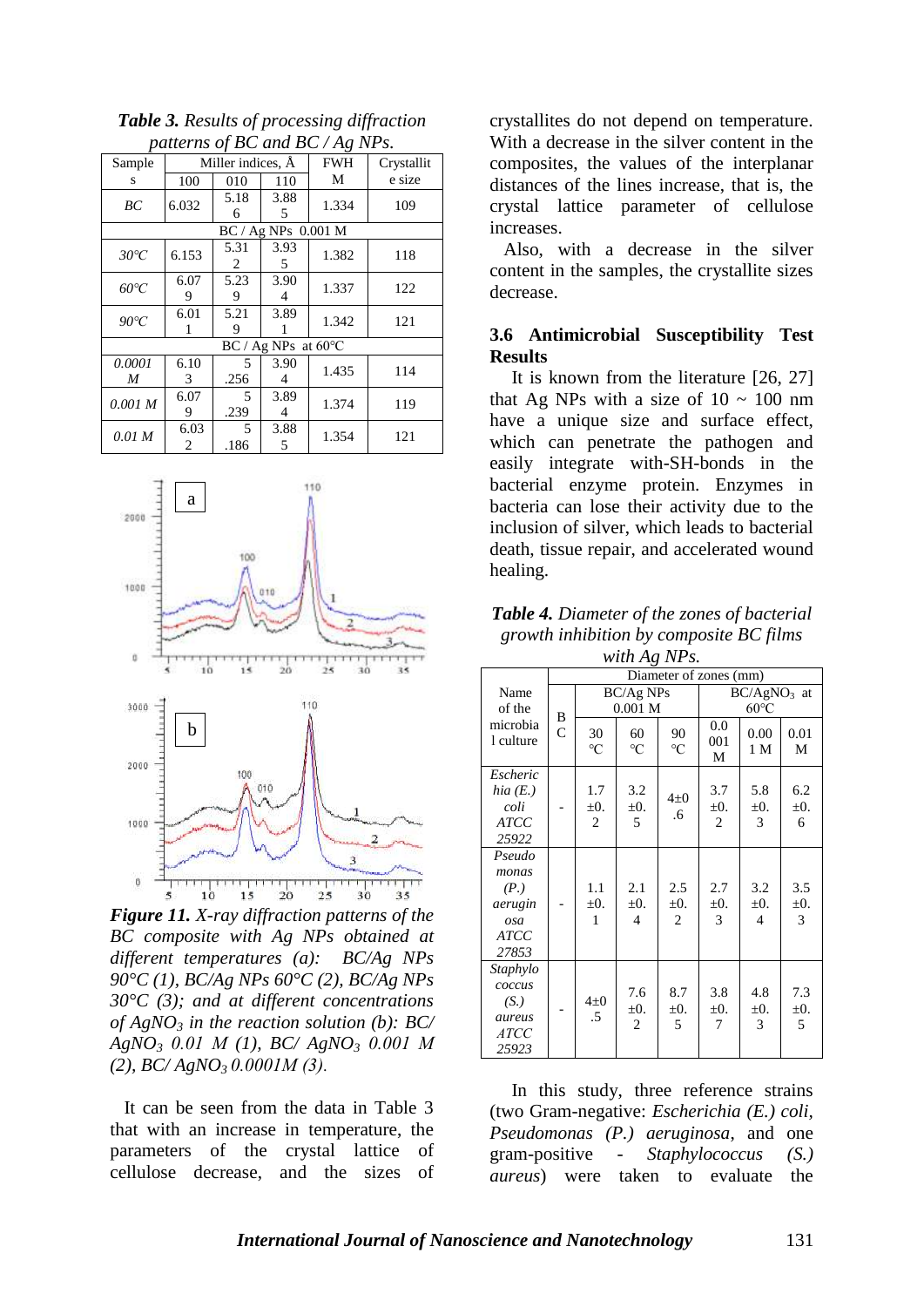***Table 3.*** *Results of processing diffraction patterns of BC and BC / Ag NPs.*

| Samples | Miller indices, Å | | | FWHM | Crystallite size |
|---|---|---|---|---|---|
| | 100 | 010 | 110 | | |
| *BC* | 6.032 | 5.186 | 3.885 | 1.334 | 109 |
| BC / Ag NPs 0.001 M | | | | | |
| *30°C* | 6.153 | 5.312 | 3.935 | 1.382 | 118 |
| *60°C* | 6.079 | 5.239 | 3.904 | 1.337 | 122 |
| *90°C* | 6.011 | 5.219 | 3.891 | 1.342 | 121 |
| BC / Ag NPs at 60°C | | | | | |
| *0.0001 M* | 6.103 | 5.256 | 3.904 | 1.435 | 114 |
| *0.001 M* | 6.079 | 5.239 | 3.894 | 1.374 | 119 |
| *0.01 M* | 6.032 | 5.186 | 3.885 | 1.354 | 121 |

***Figure 11.*** *X-ray diffraction patterns of the BC composite with Ag NPs obtained at different temperatures (a): BC/Ag NPs 90°C (1), BC/Ag NPs 60°C (2), BC/Ag NPs 30°C (3); and at different concentrations of $AgNO_3$ in the reaction solution (b): BC/ $AgNO_3$ 0.01 M (1), BC/ $AgNO_3$ 0.001 M (2), BC/ $AgNO_3$ 0.0001M (3).*

It can be seen from the data in Table 3 that with an increase in temperature, the parameters of the crystal lattice of cellulose decrease, and the sizes of crystallites do not depend on temperature. With a decrease in the silver content in the composites, the values of the interplanar distances of the lines increase, that is, the crystal lattice parameter of cellulose increases.

Also, with a decrease in the silver content in the samples, the crystallite sizes decrease.

### 3.6 Antimicrobial Susceptibility Test Results

It is known from the literature [26, 27] that Ag NPs with a size of 10 ~ 100 nm have a unique size and surface effect, which can penetrate the pathogen and easily integrate with-SH-bonds in the bacterial enzyme protein. Enzymes in bacteria can lose their activity due to the inclusion of silver, which leads to bacterial death, tissue repair, and accelerated wound healing.

***Table 4.*** *Diameter of the zones of bacterial growth inhibition by composite BC films with Ag NPs.*

| Name of the microbial culture | Diameter of zones (mm) | | | | | | |
|---|---|---|---|---|---|---|---|
| | BC | BC/Ag NPs 0.001 M | | | BC/$AgNO_3$ at 60°C | | |
| | | 30 °C | 60 °C | 90 °C | 0.0001 M | 0.001 M | 0.01 M |
| *Escherichia (E.) coli ATCC 25922* | - | 1.7 ±0.2 | 3.2 ±0.5 | 4±0.6 | 3.7 ±0.2 | 5.8 ±0.3 | 6.2 ±0.6 |
| *Pseudomonas (P.) aeruginosa ATCC 27853* | - | 1.1 ±0.1 | 2.1 ±0.4 | 2.5 ±0.2 | 2.7 ±0.3 | 3.2 ±0.4 | 3.5 ±0.3 |
| *Staphylococcus (S.) aureus ATCC 25923* | - | 4±0.5 | 7.6 ±0.2 | 8.7 ±0.5 | 3.8 ±0.7 | 4.8 ±0.3 | 7.3 ±0.5 |

In this study, three reference strains (two Gram-negative: *Escherichia (E.) coli*, *Pseudomonas (P.) aeruginosa*, and one gram-positive - *Staphylococcus (S.) aureus*) were taken to evaluate the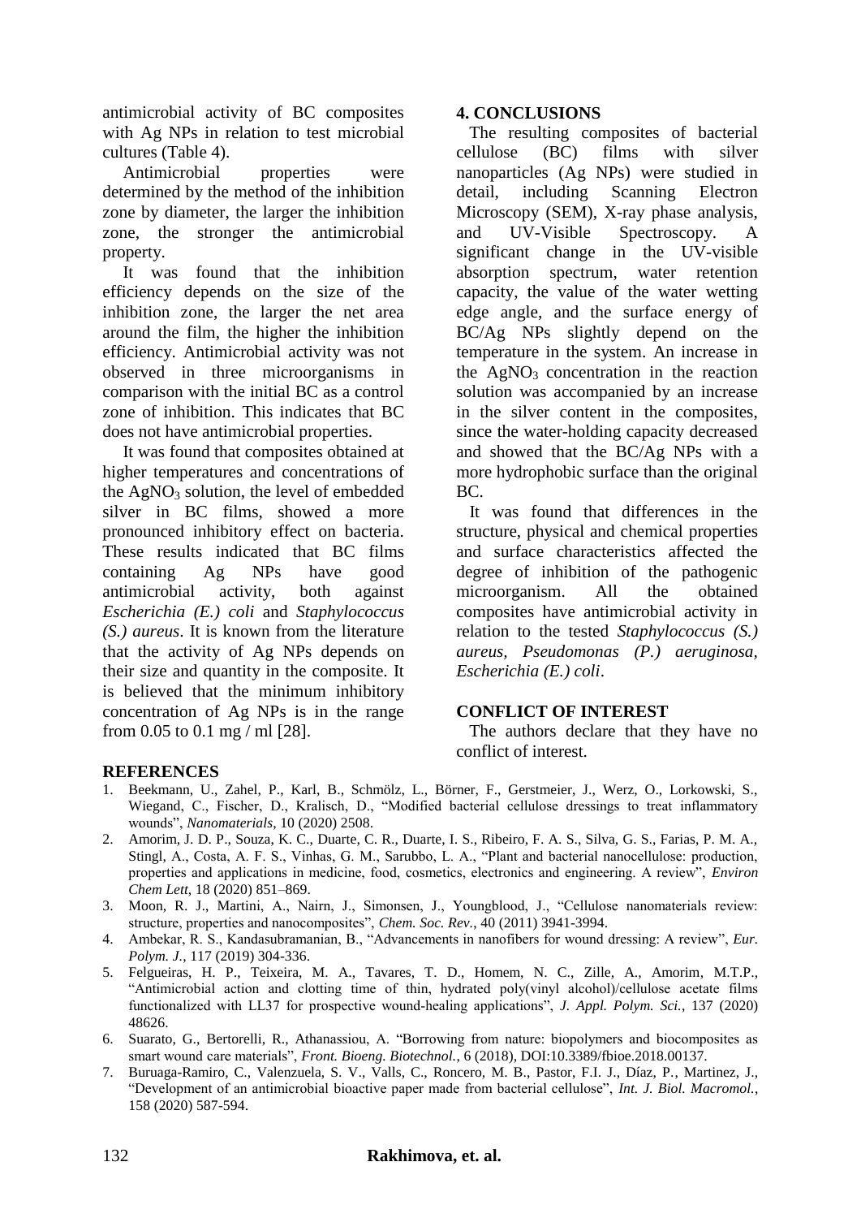antimicrobial activity of BC composites with Ag NPs in relation to test microbial cultures (Table 4).

Antimicrobial properties were determined by the method of the inhibition zone by diameter, the larger the inhibition zone, the stronger the antimicrobial property.

It was found that the inhibition efficiency depends on the size of the inhibition zone, the larger the net area around the film, the higher the inhibition efficiency. Antimicrobial activity was not observed in three microorganisms in comparison with the initial BC as a control zone of inhibition. This indicates that BC does not have antimicrobial properties.

It was found that composites obtained at higher temperatures and concentrations of the $AgNO_3$ solution, the level of embedded silver in BC films, showed a more pronounced inhibitory effect on bacteria. These results indicated that BC films containing Ag NPs have good antimicrobial activity, both against *Escherichia (E.) coli* and *Staphylococcus (S.) aureus*. It is known from the literature that the activity of Ag NPs depends on their size and quantity in the composite. It is believed that the minimum inhibitory concentration of Ag NPs is in the range from 0.05 to 0.1 mg / ml [28].

## 4. CONCLUSIONS

The resulting composites of bacterial cellulose (BC) films with silver nanoparticles (Ag NPs) were studied in detail, including Scanning Electron Microscopy (SEM), X-ray phase analysis, and UV-Visible Spectroscopy. A significant change in the UV-visible absorption spectrum, water retention capacity, the value of the water wetting edge angle, and the surface energy of BC/Ag NPs slightly depend on the temperature in the system. An increase in the $AgNO_3$ concentration in the reaction solution was accompanied by an increase in the silver content in the composites, since the water-holding capacity decreased and showed that the BC/Ag NPs with a more hydrophobic surface than the original BC.

It was found that differences in the structure, physical and chemical properties and surface characteristics affected the degree of inhibition of the pathogenic microorganism. All the obtained composites have antimicrobial activity in relation to the tested *Staphylococcus (S.) aureus*, *Pseudomonas (P.) aeruginosa*, *Escherichia (E.) coli*.

## CONFLICT OF INTEREST

The authors declare that they have no conflict of interest.

## REFERENCES

1. Beekmann, U., Zahel, P., Karl, B., Schmölz, L., Börner, F., Gerstmeier, J., Werz, O., Lorkowski, S., Wiegand, C., Fischer, D., Kralisch, D., "Modified bacterial cellulose dressings to treat inflammatory wounds", *Nanomaterials*, 10 (2020) 2508.
2. Amorim, J. D. P., Souza, K. C., Duarte, C. R., Duarte, I. S., Ribeiro, F. A. S., Silva, G. S., Farias, P. M. A., Stingl, A., Costa, A. F. S., Vinhas, G. M., Sarubbo, L. A., "Plant and bacterial nanocellulose: production, properties and applications in medicine, food, cosmetics, electronics and engineering. A review", *Environ Chem Lett*, 18 (2020) 851–869.
3. Moon, R. J., Martini, A., Nairn, J., Simonsen, J., Youngblood, J., "Cellulose nanomaterials review: structure, properties and nanocomposites", *Chem. Soc. Rev.*, 40 (2011) 3941-3994.
4. Ambekar, R. S., Kandasubramanian, B., "Advancements in nanofibers for wound dressing: A review", *Eur. Polym. J.*, 117 (2019) 304-336.
5. Felgueiras, H. P., Teixeira, M. A., Tavares, T. D., Homem, N. C., Zille, A., Amorim, M.T.P., "Antimicrobial action and clotting time of thin, hydrated poly(vinyl alcohol)/cellulose acetate films functionalized with LL37 for prospective wound-healing applications", *J. Appl. Polym. Sci.*, 137 (2020) 48626.
6. Suarato, G., Bertorelli, R., Athanassiou, A. "Borrowing from nature: biopolymers and biocomposites as smart wound care materials", *Front. Bioeng. Biotechnol.*, 6 (2018), DOI:10.3389/fbioe.2018.00137.
7. Buruaga-Ramiro, C., Valenzuela, S. V., Valls, C., Roncero, M. B., Pastor, F.I. J., Díaz, P., Martinez, J., "Development of an antimicrobial bioactive paper made from bacterial cellulose", *Int. J. Biol. Macromol.*, 158 (2020) 587-594.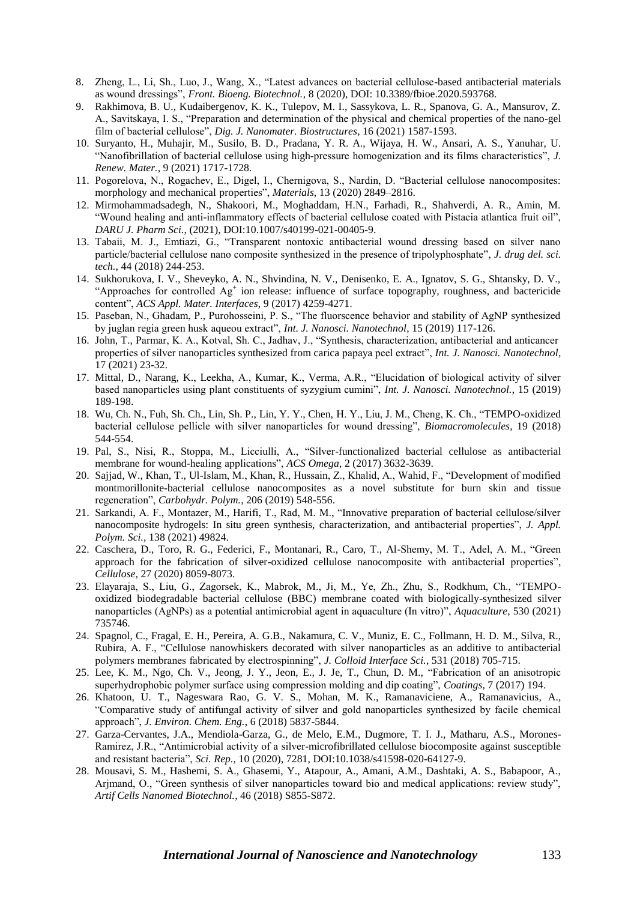8. Zheng, L., Li, Sh., Luo, J., Wang, X., "Latest advances on bacterial cellulose-based antibacterial materials as wound dressings", *Front. Bioeng. Biotechnol.*, 8 (2020), DOI: 10.3389/fbioe.2020.593768.
9. Rakhimova, B. U., Kudaibergenov, K. K., Tulepov, M. I., Sassykova, L. R., Spanova, G. A., Mansurov, Z. A., Savitskaya, I. S., "Preparation and determination of the physical and chemical properties of the nano-gel film of bacterial cellulose", *Dig. J. Nanomater. Biostructures*, 16 (2021) 1587-1593.
10. Suryanto, H., Muhajir, M., Susilo, B. D., Pradana, Y. R. A., Wijaya, H. W., Ansari, A. S., Yanuhar, U. "Nanofibrillation of bacterial cellulose using high-pressure homogenization and its films characteristics", *J. Renew. Mater.*, 9 (2021) 1717-1728.
11. Pogorelova, N., Rogachev, E., Digel, I., Chernigova, S., Nardin, D. "Bacterial cellulose nanocomposites: morphology and mechanical properties", *Materials*, 13 (2020) 2849–2816.
12. Mirmohammadsadegh, N., Shakoori, M., Moghaddam, H.N., Farhadi, R., Shahverdi, A. R., Amin, M. "Wound healing and anti-inflammatory effects of bacterial cellulose coated with Pistacia atlantica fruit oil", *DARU J. Pharm Sci.*, (2021), DOI:10.1007/s40199-021-00405-9.
13. Tabaii, M. J., Emtiazi, G., "Transparent nontoxic antibacterial wound dressing based on silver nano particle/bacterial cellulose nano composite synthesized in the presence of tripolyphosphate", *J. drug del. sci. tech.*, 44 (2018) 244-253.
14. Sukhorukova, I. V., Sheveyko, A. N., Shvindina, N. V., Denisenko, E. A., Ignatov, S. G., Shtansky, D. V., "Approaches for controlled $Ag^{+}$ ion release: influence of surface topography, roughness, and bactericide content", *ACS Appl. Mater. Interfaces*, 9 (2017) 4259-4271.
15. Paseban, N., Ghadam, P., Purohosseini, P. S., "The fluorscence behavior and stability of AgNP synthesized by juglan regia green husk aqueou extract", *Int. J. Nanosci. Nanotechnol*, 15 (2019) 117-126.
16. John, T., Parmar, K. A., Kotval, Sh. C., Jadhav, J., "Synthesis, characterization, antibacterial and anticancer properties of silver nanoparticles synthesized from carica papaya peel extract", *Int. J. Nanosci. Nanotechnol*, 17 (2021) 23-32.
17. Mittal, D., Narang, K., Leekha, A., Kumar, K., Verma, A.R., "Elucidation of biological activity of silver based nanoparticles using plant constituents of syzygium cumini", *Int. J. Nanosci. Nanotechnol.*, 15 (2019) 189-198.
18. Wu, Ch. N., Fuh, Sh. Ch., Lin, Sh. P., Lin, Y. Y., Chen, H. Y., Liu, J. M., Cheng, K. Ch., "TEMPO-oxidized bacterial cellulose pellicle with silver nanoparticles for wound dressing", *Biomacromolecules*, 19 (2018) 544-554.
19. Pal, S., Nisi, R., Stoppa, M., Licciulli, A., "Silver-functionalized bacterial cellulose as antibacterial membrane for wound-healing applications", *ACS Omega*, 2 (2017) 3632-3639.
20. Sajjad, W., Khan, T., Ul-Islam, M., Khan, R., Hussain, Z., Khalid, A., Wahid, F., "Development of modified montmorillonite-bacterial cellulose nanocomposites as a novel substitute for burn skin and tissue regeneration", *Carbohydr. Polym.*, 206 (2019) 548-556.
21. Sarkandi, A. F., Montazer, M., Harifi, T., Rad, M. M., "Innovative preparation of bacterial cellulose/silver nanocomposite hydrogels: In situ green synthesis, characterization, and antibacterial properties", *J. Appl. Polym. Sci.*, 138 (2021) 49824.
22. Caschera, D., Toro, R. G., Federici, F., Montanari, R., Caro, T., Al-Shemy, M. T., Adel, A. M., "Green approach for the fabrication of silver-oxidized cellulose nanocomposite with antibacterial properties", *Cellulose*, 27 (2020) 8059-8073.
23. Elayaraja, S., Liu, G., Zagorsek, K., Mabrok, M., Ji, M., Ye, Zh., Zhu, S., Rodkhum, Ch., "TEMPO-oxidized biodegradable bacterial cellulose (BBC) membrane coated with biologically-synthesized silver nanoparticles (AgNPs) as a potential antimicrobial agent in aquaculture (In vitro)", *Aquaculture*, 530 (2021) 735746.
24. Spagnol, C., Fragal, E. H., Pereira, A. G.B., Nakamura, C. V., Muniz, E. C., Follmann, H. D. M., Silva, R., Rubira, A. F., "Cellulose nanowhiskers decorated with silver nanoparticles as an additive to antibacterial polymers membranes fabricated by electrospinning", *J. Colloid Interface Sci.*, 531 (2018) 705-715.
25. Lee, K. M., Ngo, Ch. V., Jeong, J. Y., Jeon, E., J. Je, T., Chun, D. M., "Fabrication of an anisotropic superhydrophobic polymer surface using compression molding and dip coating", *Coatings*, 7 (2017) 194.
26. Khatoon, U. T., Nageswara Rao, G. V. S., Mohan, M. K., Ramanaviciene, A., Ramanavicius, A., "Comparative study of antifungal activity of silver and gold nanoparticles synthesized by facile chemical approach", *J. Environ. Chem. Eng.*, 6 (2018) 5837-5844.
27. Garza-Cervantes, J.A., Mendiola-Garza, G., de Melo, E.M., Dugmore, T. I. J., Matharu, A.S., Morones-Ramirez, J.R., "Antimicrobial activity of a silver-microfibrillated cellulose biocomposite against susceptible and resistant bacteria", *Sci. Rep.*, 10 (2020), 7281, DOI:10.1038/s41598-020-64127-9.
28. Mousavi, S. M., Hashemi, S. A., Ghasemi, Y., Atapour, A., Amani, A.M., Dashtaki, A. S., Babapoor, A., Arjmand, O., "Green synthesis of silver nanoparticles toward bio and medical applications: review study", *Artif Cells Nanomed Biotechnol.*, 46 (2018) S855-S872.